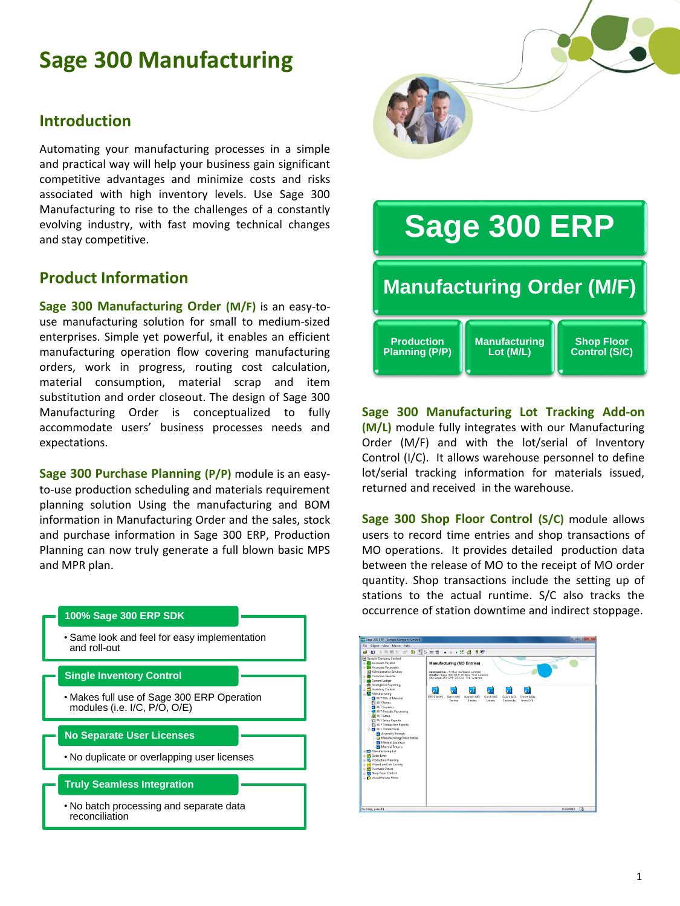# Sage 300 Manufacturing

## Introduction

Automating your manufacturing processes in a simple and practical way will help your business gain significant competitive advantages and minimize costs and risks associated with high inventory levels. Use Sage 300 Manufacturing to rise to the challenges of a constantly evolving industry, with fast moving technical changes and stay competitive.

## Product Information

**Sage 300 Manufacturing Order (M/F)** is an easy-to-use manufacturing solution for small to medium-sized enterprises. Simple yet powerful, it enables an efficient manufacturing operation flow covering manufacturing orders, work in progress, routing cost calculation, material consumption, material scrap and item substitution and order closeout. The design of Sage 300 Manufacturing Order is conceptualized to fully accommodate users' business processes needs and expectations.

**Sage 300 Purchase Planning (P/P)** module is an easy-to-use production scheduling and materials requirement planning solution Using the manufacturing and BOM information in Manufacturing Order and the sales, stock and purchase information in Sage 300 ERP, Production Planning can now truly generate a full blown basic MPS and MPR plan.

**100% Sage 300 ERP SDK**

- Same look and feel for easy implementation and roll-out

**Single Inventory Control**

- Makes full use of Sage 300 ERP Operation modules (i.e. I/C, P/O, O/E)

**No Separate User Licenses**

- No duplicate or overlapping user licenses

**Truly Seamless Integration**

- No batch processing and separate data reconciliation

**Sage 300 ERP**

**Manufacturing Order (M/F)**

**Production Planning (P/P)** | **Manufacturing Lot (M/L)** | **Shop Floor Control (S/C)**

**Sage 300 Manufacturing Lot Tracking Add-on (M/L)** module fully integrates with our Manufacturing Order (M/F) and with the lot/serial of Inventory Control (I/C). It allows warehouse personnel to define lot/serial tracking information for materials issued, returned and received in the warehouse.

**Sage 300 Shop Floor Control (S/C)** module allows users to record time entries and shop transactions of MO operations. It provides detailed production data between the release of MO to the receipt of MO order quantity. Shop transactions include the setting up of stations to the actual runtime. S/C also tracks the occurrence of station downtime and indirect stoppage.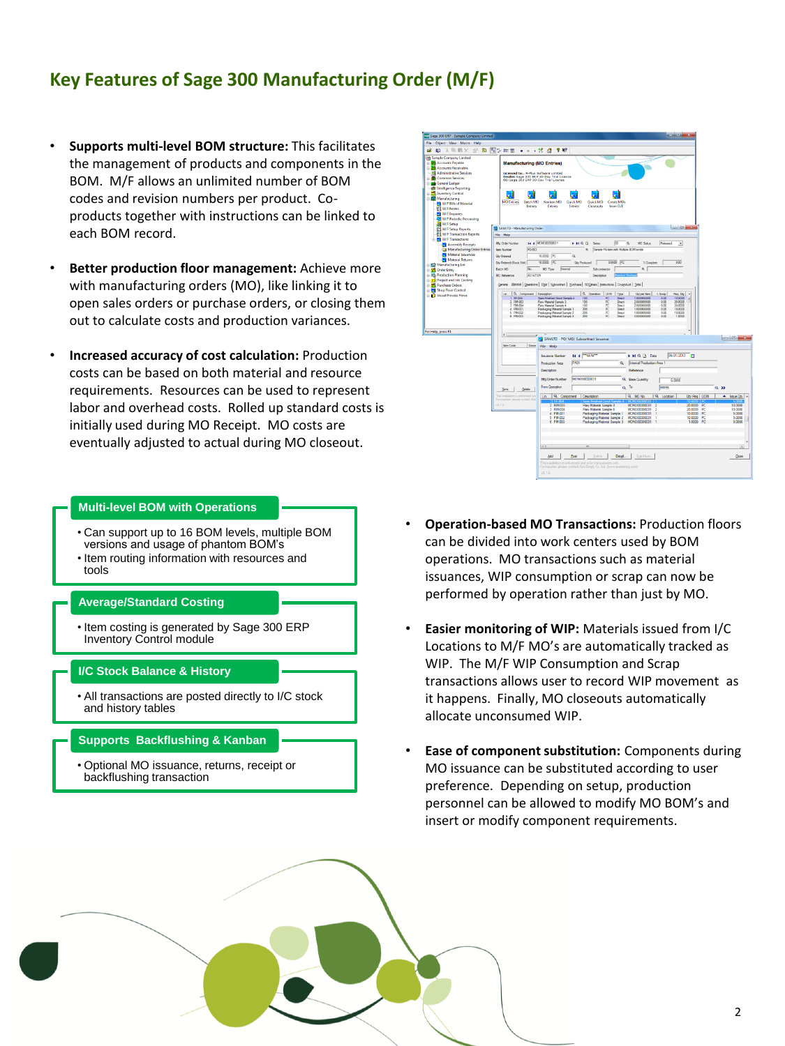## Key Features of Sage 300 Manufacturing Order (M/F)

- **Supports multi-level BOM structure:** This facilitates the management of products and components in the BOM. M/F allows an unlimited number of BOM codes and revision numbers per product. Co-products together with instructions can be linked to each BOM record.

- **Better production floor management:** Achieve more with manufacturing orders (MO), like linking it to open sales orders or purchase orders, or closing them out to calculate costs and production variances.

- **Increased accuracy of cost calculation:** Production costs can be based on both material and resource requirements. Resources can be used to represent labor and overhead costs. Rolled up standard costs is initially used during MO Receipt. MO costs are eventually adjusted to actual during MO closeout.

### Multi-level BOM with Operations

- Can support up to 16 BOM levels, multiple BOM versions and usage of phantom BOM's
- Item routing information with resources and tools

### Average/Standard Costing

- Item costing is generated by Sage 300 ERP Inventory Control module

### I/C Stock Balance & History

- All transactions are posted directly to I/C stock and history tables

### Supports Backflushing & Kanban

- Optional MO issuance, returns, receipt or backflushing transaction

---

- **Operation-based MO Transactions:** Production floors can be divided into work centers used by BOM operations. MO transactions such as material issuances, WIP consumption or scrap can now be performed by operation rather than just by MO.

- **Easier monitoring of WIP:** Materials issued from I/C Locations to M/F MO's are automatically tracked as WIP. The M/F WIP Consumption and Scrap transactions allows user to record WIP movement as it happens. Finally, MO closeouts automatically allocate unconsumed WIP.

- **Ease of component substitution:** Components during MO issuance can be substituted according to user preference. Depending on setup, production personnel can be allowed to modify MO BOM's and insert or modify component requirements.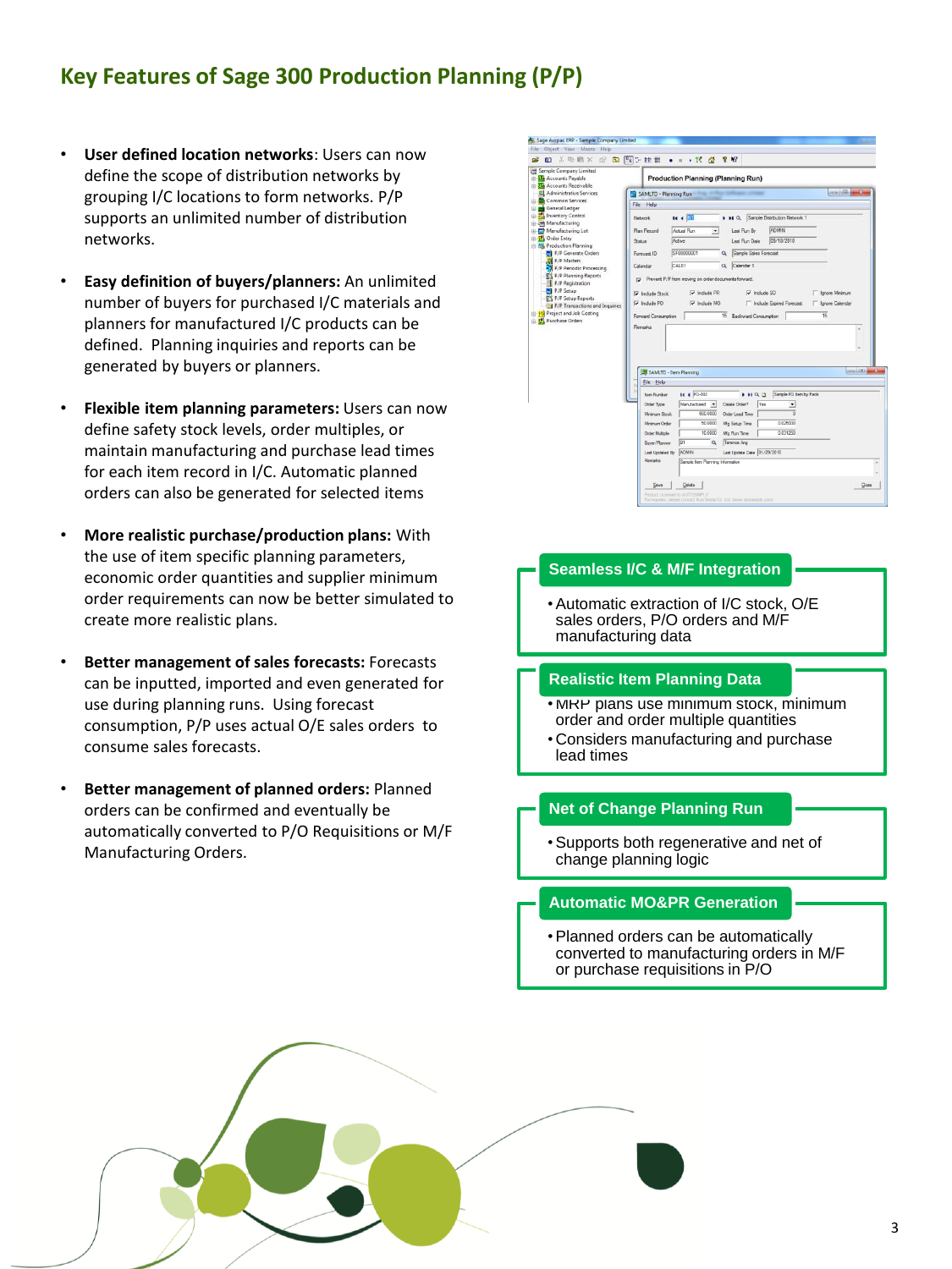## Key Features of Sage 300 Production Planning (P/P)

- **User defined location networks**: Users can now define the scope of distribution networks by grouping I/C locations to form networks. P/P supports an unlimited number of distribution networks.
- **Easy definition of buyers/planners:** An unlimited number of buyers for purchased I/C materials and planners for manufactured I/C products can be defined. Planning inquiries and reports can be generated by buyers or planners.
- **Flexible item planning parameters:** Users can now define safety stock levels, order multiples, or maintain manufacturing and purchase lead times for each item record in I/C. Automatic planned orders can also be generated for selected items
- **More realistic purchase/production plans:** With the use of item specific planning parameters, economic order quantities and supplier minimum order requirements can now be better simulated to create more realistic plans.
- **Better management of sales forecasts:** Forecasts can be inputted, imported and even generated for use during planning runs. Using forecast consumption, P/P uses actual O/E sales orders to consume sales forecasts.
- **Better management of planned orders:** Planned orders can be confirmed and eventually be automatically converted to P/O Requisitions or M/F Manufacturing Orders.

### Seamless I/C & M/F Integration

- Automatic extraction of I/C stock, O/E sales orders, P/O orders and M/F manufacturing data

### Realistic Item Planning Data

- MRP plans use minimum stock, minimum order and order multiple quantities
- Considers manufacturing and purchase lead times

### Net of Change Planning Run

- Supports both regenerative and net of change planning logic

### Automatic MO&PR Generation

- Planned orders can be automatically converted to manufacturing orders in M/F or purchase requisitions in P/O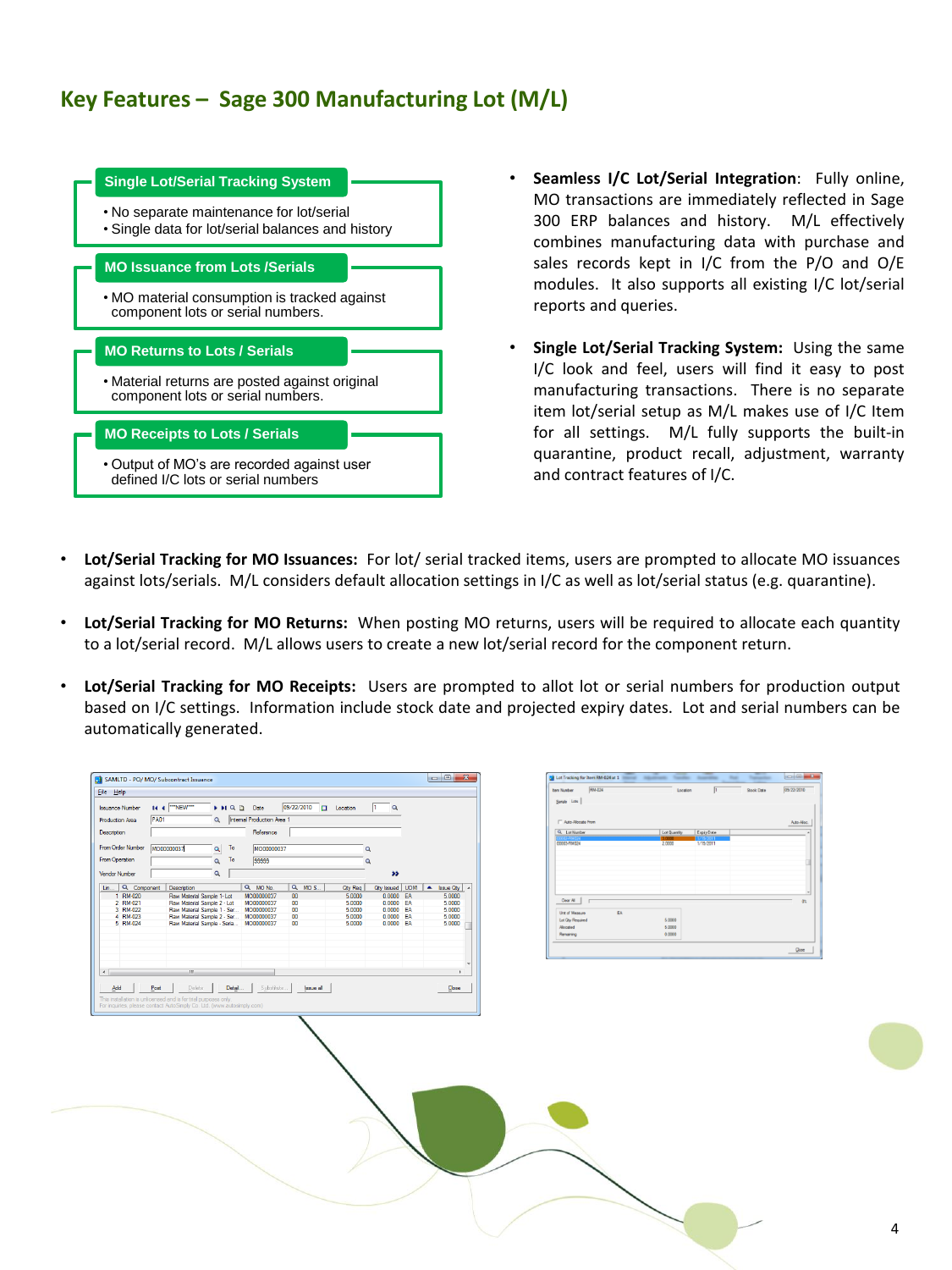# Key Features – Sage 300 Manufacturing Lot (M/L)

**Single Lot/Serial Tracking System**

- No separate maintenance for lot/serial
- Single data for lot/serial balances and history

**MO Issuance from Lots /Serials**

- MO material consumption is tracked against component lots or serial numbers.

**MO Returns to Lots / Serials**

- Material returns are posted against original component lots or serial numbers.

**MO Receipts to Lots / Serials**

- Output of MO's are recorded against user defined I/C lots or serial numbers

- **Seamless I/C Lot/Serial Integration**: Fully online, MO transactions are immediately reflected in Sage 300 ERP balances and history. M/L effectively combines manufacturing data with purchase and sales records kept in I/C from the P/O and O/E modules. It also supports all existing I/C lot/serial reports and queries.

- **Single Lot/Serial Tracking System:** Using the same I/C look and feel, users will find it easy to post manufacturing transactions. There is no separate item lot/serial setup as M/L makes use of I/C Item for all settings. M/L fully supports the built-in quarantine, product recall, adjustment, warranty and contract features of I/C.

- **Lot/Serial Tracking for MO Issuances:** For lot/ serial tracked items, users are prompted to allocate MO issuances against lots/serials. M/L considers default allocation settings in I/C as well as lot/serial status (e.g. quarantine).

- **Lot/Serial Tracking for MO Returns:** When posting MO returns, users will be required to allocate each quantity to a lot/serial record. M/L allows users to create a new lot/serial record for the component return.

- **Lot/Serial Tracking for MO Receipts:** Users are prompted to allot lot or serial numbers for production output based on I/C settings. Information include stock date and projected expiry dates. Lot and serial numbers can be automatically generated.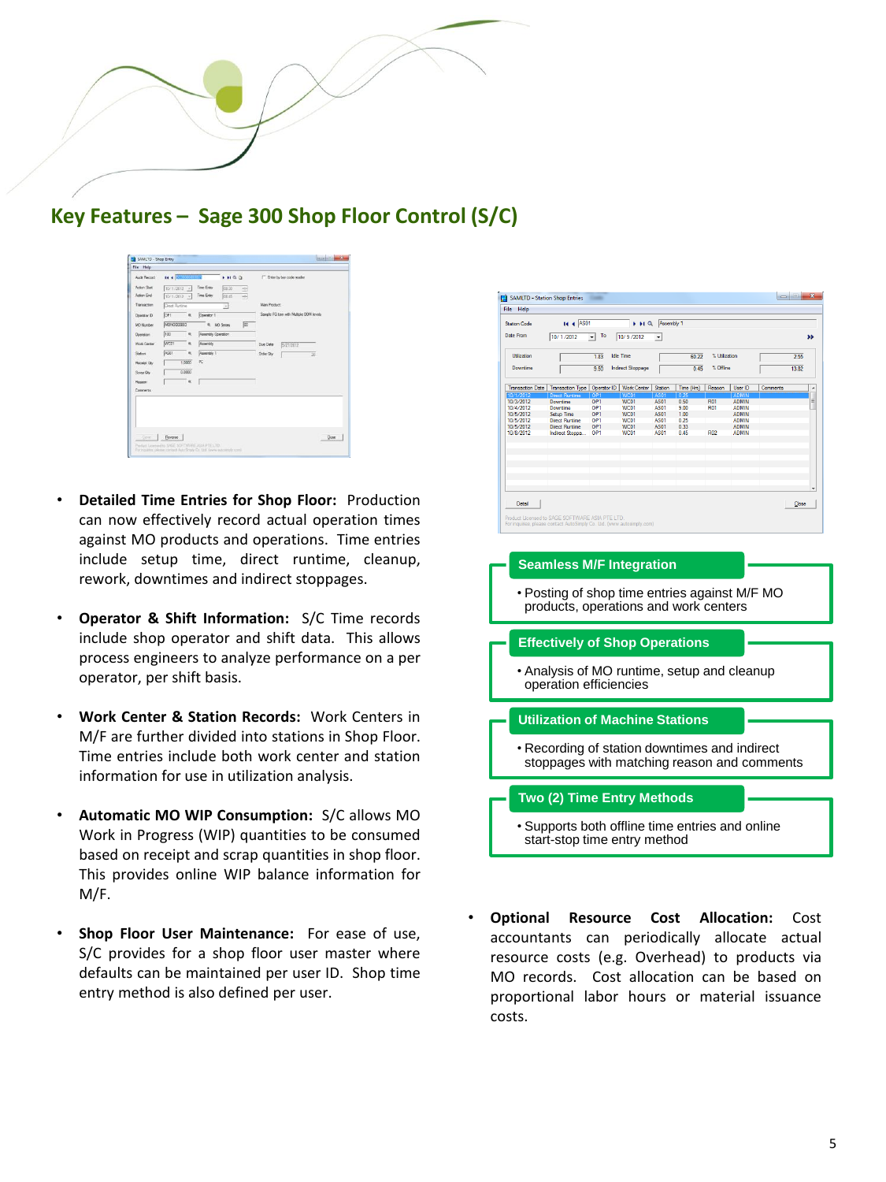## Key Features – Sage 300 Shop Floor Control (S/C)

- **Detailed Time Entries for Shop Floor:** Production can now effectively record actual operation times against MO products and operations. Time entries include setup time, direct runtime, cleanup, rework, downtimes and indirect stoppages.

- **Operator & Shift Information:** S/C Time records include shop operator and shift data. This allows process engineers to analyze performance on a per operator, per shift basis.

- **Work Center & Station Records:** Work Centers in M/F are further divided into stations in Shop Floor. Time entries include both work center and station information for use in utilization analysis.

- **Automatic MO WIP Consumption:** S/C allows MO Work in Progress (WIP) quantities to be consumed based on receipt and scrap quantities in shop floor. This provides online WIP balance information for M/F.

- **Shop Floor User Maintenance:** For ease of use, S/C provides for a shop floor user master where defaults can be maintained per user ID. Shop time entry method is also defined per user.

**Seamless M/F Integration**

- Posting of shop time entries against M/F MO products, operations and work centers

**Effectively of Shop Operations**

- Analysis of MO runtime, setup and cleanup operation efficiencies

**Utilization of Machine Stations**

- Recording of station downtimes and indirect stoppages with matching reason and comments

**Two (2) Time Entry Methods**

- Supports both offline time entries and online start-stop time entry method

- **Optional Resource Cost Allocation:** Cost accountants can periodically allocate actual resource costs (e.g. Overhead) to products via MO records. Cost allocation can be based on proportional labor hours or material issuance costs.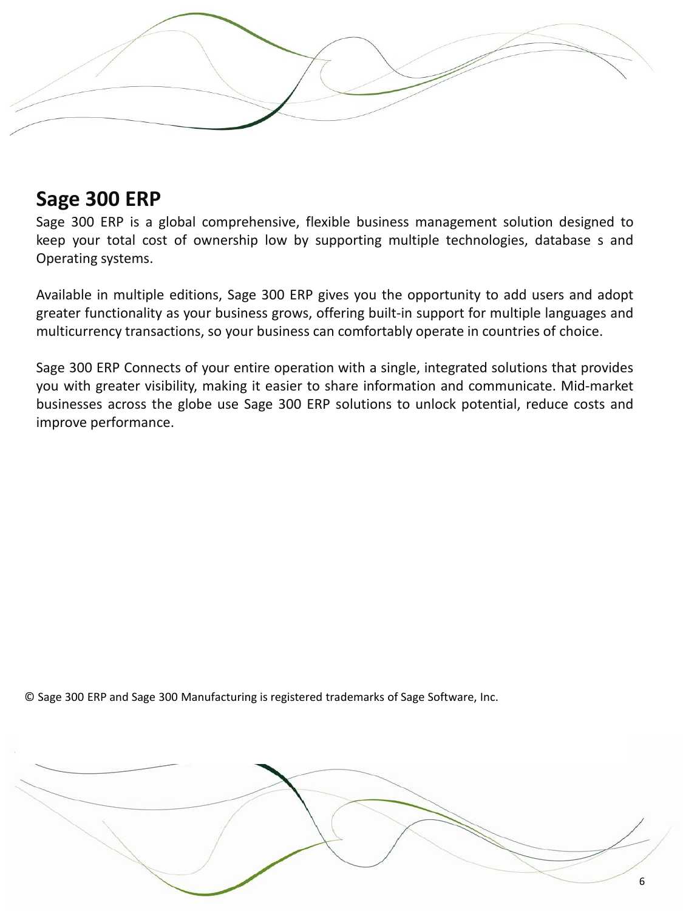## Sage 300 ERP

Sage 300 ERP is a global comprehensive, flexible business management solution designed to keep your total cost of ownership low by supporting multiple technologies, database s and Operating systems.

Available in multiple editions, Sage 300 ERP gives you the opportunity to add users and adopt greater functionality as your business grows, offering built-in support for multiple languages and multicurrency transactions, so your business can comfortably operate in countries of choice.

Sage 300 ERP Connects of your entire operation with a single, integrated solutions that provides you with greater visibility, making it easier to share information and communicate. Mid-market businesses across the globe use Sage 300 ERP solutions to unlock potential, reduce costs and improve performance.

© Sage 300 ERP and Sage 300 Manufacturing is registered trademarks of Sage Software, Inc.